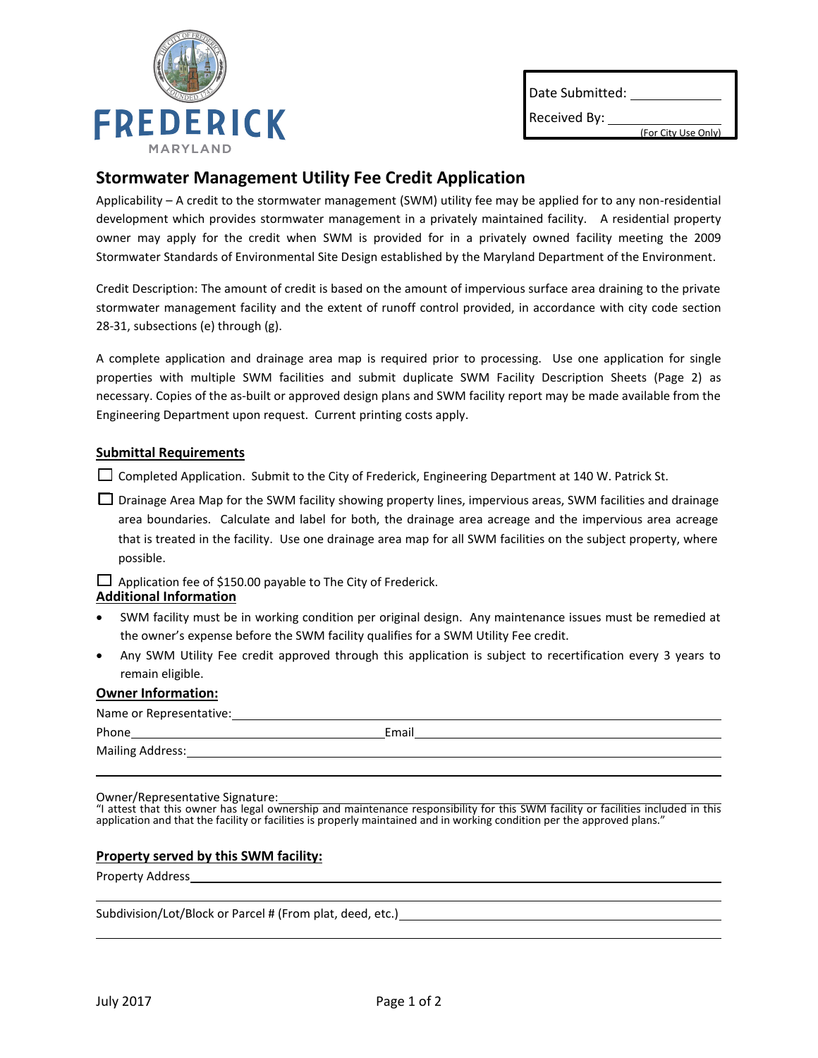FREDERICK
MARYLAND

Date Submitted: ____________

Received By: ____________
(For City Use Only)

# Stormwater Management Utility Fee Credit Application

Applicability – A credit to the stormwater management (SWM) utility fee may be applied for to any non-residential development which provides stormwater management in a privately maintained facility. A residential property owner may apply for the credit when SWM is provided for in a privately owned facility meeting the 2009 Stormwater Standards of Environmental Site Design established by the Maryland Department of the Environment.

Credit Description: The amount of credit is based on the amount of impervious surface area draining to the private stormwater management facility and the extent of runoff control provided, in accordance with city code section 28-31, subsections (e) through (g).

A complete application and drainage area map is required prior to processing. Use one application for single properties with multiple SWM facilities and submit duplicate SWM Facility Description Sheets (Page 2) as necessary. Copies of the as-built or approved design plans and SWM facility report may be made available from the Engineering Department upon request. Current printing costs apply.

## Submittal Requirements

- ☐ Completed Application. Submit to the City of Frederick, Engineering Department at 140 W. Patrick St.
- ☐ Drainage Area Map for the SWM facility showing property lines, impervious areas, SWM facilities and drainage area boundaries. Calculate and label for both, the drainage area acreage and the impervious area acreage that is treated in the facility. Use one drainage area map for all SWM facilities on the subject property, where possible.
- ☐ Application fee of $150.00 payable to The City of Frederick.

## Additional Information

- SWM facility must be in working condition per original design. Any maintenance issues must be remedied at the owner's expense before the SWM facility qualifies for a SWM Utility Fee credit.
- Any SWM Utility Fee credit approved through this application is subject to recertification every 3 years to remain eligible.

## Owner Information:

Name or Representative: ________________________________

Phone ____________________ Email ____________________

Mailing Address: ________________________________

________________________________

Owner/Representative Signature: ________________________________

"I attest that this owner has legal ownership and maintenance responsibility for this SWM facility or facilities included in this application and that the facility or facilities is properly maintained and in working condition per the approved plans."

## Property served by this SWM facility:

Property Address ________________________________

________________________________

Subdivision/Lot/Block or Parcel # (From plat, deed, etc.) ________________________________

________________________________

July 2017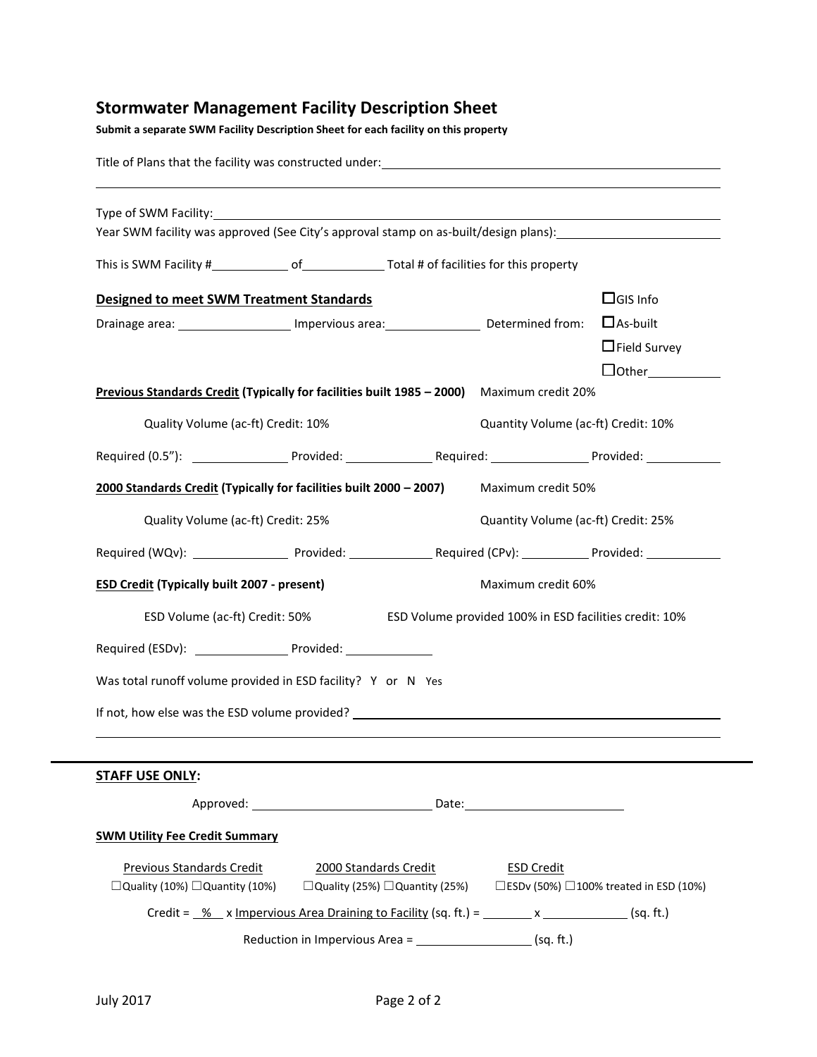## Stormwater Management Facility Description Sheet

**Submit a separate SWM Facility Description Sheet for each facility on this property**

Title of Plans that the facility was constructed under: ______________________________

______________________________

Type of SWM Facility: ______________________________

Year SWM facility was approved (See City's approval stamp on as-built/design plans): ____________

This is SWM Facility # __________ of __________ Total # of facilities for this property

**Designed to meet SWM Treatment Standards**

Drainage area: ____________ Impervious area: ____________ Determined from:

- ☐ GIS Info
- ☐ As-built
- ☐ Field Survey
- ☐ Other __________

**Previous Standards Credit (Typically for facilities built 1985 – 2000)** Maximum credit 20%

Quality Volume (ac-ft) Credit: 10% Quantity Volume (ac-ft) Credit: 10%

Required (0.5"): ____________ Provided: ____________ Required: ____________ Provided: ____________

**2000 Standards Credit (Typically for facilities built 2000 – 2007)** Maximum credit 50%

Quality Volume (ac-ft) Credit: 25% Quantity Volume (ac-ft) Credit: 25%

Required (WQv): ____________ Provided: ____________ Required (CPv): ____________ Provided: ____________

**ESD Credit (Typically built 2007 - present)** Maximum credit 60%

ESD Volume (ac-ft) Credit: 50% ESD Volume provided 100% in ESD facilities credit: 10%

Required (ESDv): ____________ Provided: ____________

Was total runoff volume provided in ESD facility? Y or N Yes

If not, how else was the ESD volume provided? ______________________________

______________________________

---

**STAFF USE ONLY:**

Approved: ____________________ Date: ____________________

**SWM Utility Fee Credit Summary**

| Previous Standards Credit | 2000 Standards Credit | ESD Credit |
|---|---|---|
| ☐Quality (10%) ☐Quantity (10%) | ☐Quality (25%) ☐Quantity (25%) | ☐ESDv (50%) ☐100% treated in ESD (10%) |

Credit = __%__ x Impervious Area Draining to Facility (sq. ft.) = ________ x ____________ (sq. ft.)

Reduction in Impervious Area = ______________ (sq. ft.)

July 2017